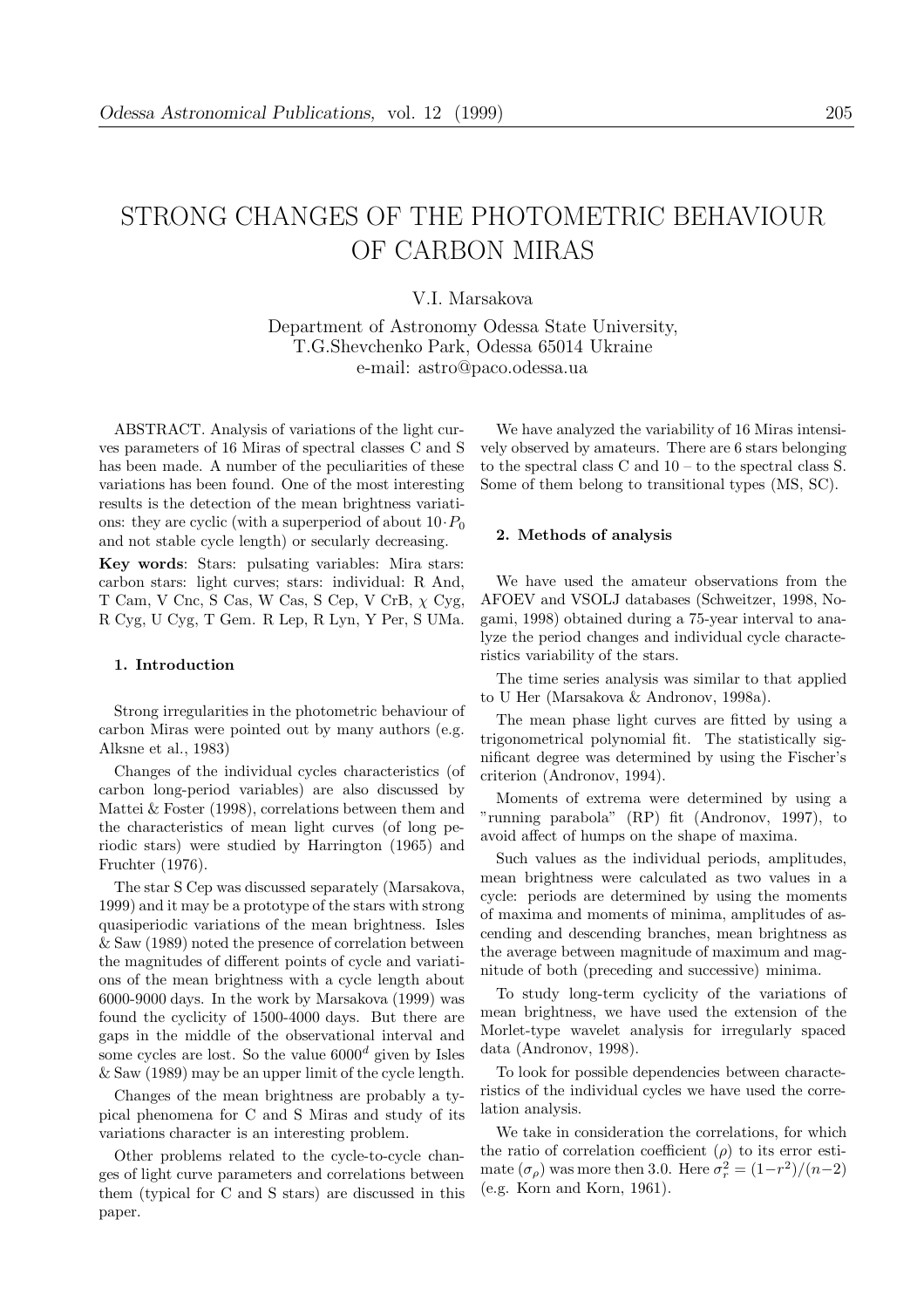# STRONG CHANGES OF THE PHOTOMETRIC BEHAVIOUR OF CARBON MIRAS

V.I. Marsakova

Department of Astronomy Odessa State University,
T.G.Shevchenko Park, Odessa 65014 Ukraine
e-mail: astro@paco.odessa.ua

ABSTRACT. Analysis of variations of the light curves parameters of 16 Miras of spectral classes C and S has been made. A number of the peculiarities of these variations has been found. One of the most interesting results is the detection of the mean brightness variations: they are cyclic (with a superperiod of about $10 \cdot P_0$ and not stable cycle length) or secularly decreasing.

**Key words**: Stars: pulsating variables: Mira stars: carbon stars: light curves; stars: individual: R And, T Cam, V Cnc, S Cas, W Cas, S Cep, V CrB, $\chi$ Cyg, R Cyg, U Cyg, T Gem. R Lep, R Lyn, Y Per, S UMa.

### 1. Introduction

Strong irregularities in the photometric behaviour of carbon Miras were pointed out by many authors (e.g. Alksne et al., 1983)

Changes of the individual cycles characteristics (of carbon long-period variables) are also discussed by Mattei & Foster (1998), correlations between them and the characteristics of mean light curves (of long periodic stars) were studied by Harrington (1965) and Fruchter (1976).

The star S Cep was discussed separately (Marsakova, 1999) and it may be a prototype of the stars with strong quasiperiodic variations of the mean brightness. Isles & Saw (1989) noted the presence of correlation between the magnitudes of different points of cycle and variations of the mean brightness with a cycle length about 6000-9000 days. In the work by Marsakova (1999) was found the cyclicity of 1500-4000 days. But there are gaps in the middle of the observational interval and some cycles are lost. So the value $6000^d$ given by Isles & Saw (1989) may be an upper limit of the cycle length.

Changes of the mean brightness are probably a typical phenomena for C and S Miras and study of its variations character is an interesting problem.

Other problems related to the cycle-to-cycle changes of light curve parameters and correlations between them (typical for C and S stars) are discussed in this paper.

We have analyzed the variability of 16 Miras intensively observed by amateurs. There are 6 stars belonging to the spectral class C and 10 – to the spectral class S. Some of them belong to transitional types (MS, SC).

### 2. Methods of analysis

We have used the amateur observations from the AFOEV and VSOLJ databases (Schweitzer, 1998, Nogami, 1998) obtained during a 75-year interval to analyze the period changes and individual cycle characteristics variability of the stars.

The time series analysis was similar to that applied to U Her (Marsakova & Andronov, 1998a).

The mean phase light curves are fitted by using a trigonometrical polynomial fit. The statistically significant degree was determined by using the Fischer's criterion (Andronov, 1994).

Moments of extrema were determined by using a "running parabola" (RP) fit (Andronov, 1997), to avoid affect of humps on the shape of maxima.

Such values as the individual periods, amplitudes, mean brightness were calculated as two values in a cycle: periods are determined by using the moments of maxima and moments of minima, amplitudes of ascending and descending branches, mean brightness as the average between magnitude of maximum and magnitude of both (preceding and successive) minima.

To study long-term cyclicity of the variations of mean brightness, we have used the extension of the Morlet-type wavelet analysis for irregularly spaced data (Andronov, 1998).

To look for possible dependencies between characteristics of the individual cycles we have used the correlation analysis.

We take in consideration the correlations, for which the ratio of correlation coefficient ($\rho$) to its error estimate ($\sigma_\rho$) was more then 3.0. Here $\sigma_r^2 = (1-r^2)/(n-2)$ (e.g. Korn and Korn, 1961).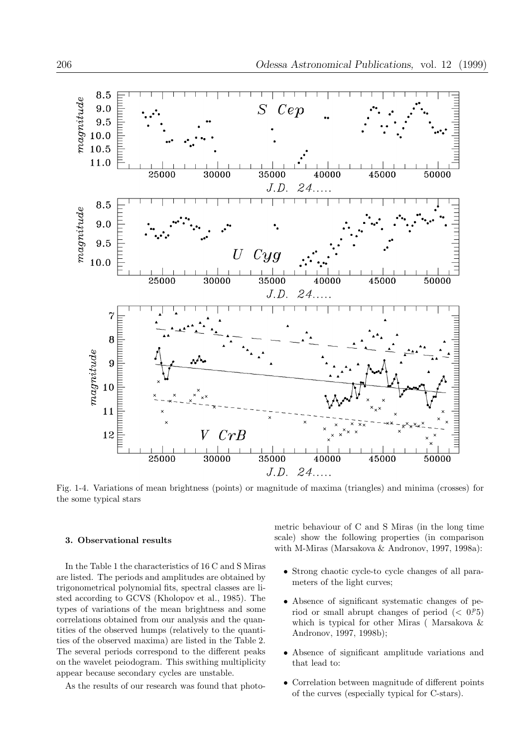Fig. 1-4. Variations of mean brightness (points) or magnitude of maxima (triangles) and minima (crosses) for the some typical stars

### 3. Observational results

In the Table 1 the characteristics of 16 C and S Miras are listed. The periods and amplitudes are obtained by trigonometrical polynomial fits, spectral classes are listed according to GCVS (Kholopov et al., 1985). The types of variations of the mean brightness and some correlations obtained from our analysis and the quantities of the observed humps (relatively to the quantities of the observed maxima) are listed in the Table 2. The several periods correspond to the different peaks on the wavelet peiodogram. This swithing multiplicity appear because secondary cycles are unstable.

As the results of our research was found that photometric behaviour of C and S Miras (in the long time scale) show the following properties (in comparison with M-Miras (Marsakova & Andronov, 1997, 1998a):

- Strong chaotic cycle-to cycle changes of all parameters of the light curves;
- Absence of significant systematic changes of period or small abrupt changes of period ($< 0^{d}.5$) which is typical for other Miras ( Marsakova & Andronov, 1997, 1998b);
- Absence of significant amplitude variations and that lead to:
- Correlation between magnitude of different points of the curves (especially typical for C-stars).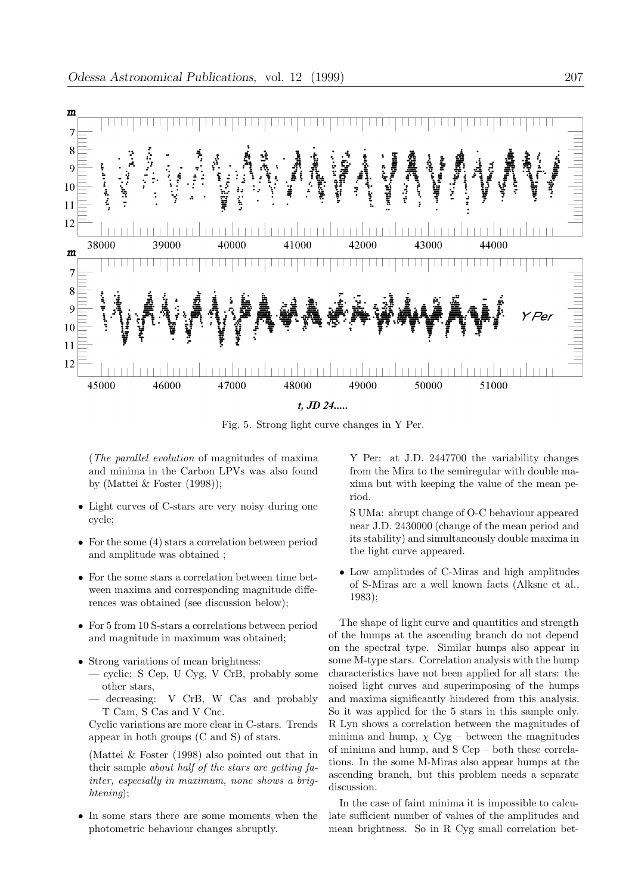Fig. 5. Strong light curve changes in Y Per.

(*The parallel evolution* of magnitudes of maxima and minima in the Carbon LPVs was also found by (Mattei & Foster (1998));

- Light curves of C-stars are very noisy during one cycle;
- For the some (4) stars a correlation between period and amplitude was obtained ;
- For the some stars a correlation between time between maxima and corresponding magnitude differences was obtained (see discussion below);
- For 5 from 10 S-stars a correlations between period and magnitude in maximum was obtained;
- Strong variations of mean brightness:
  — cyclic: S Cep, U Cyg, V CrB, probably some other stars,
  — decreasing: V CrB, W Cas and probably T Cam, S Cas and V Cnc.

  Cyclic variations are more clear in C-stars. Trends appear in both groups (C and S) of stars.

  (Mattei & Foster (1998) also pointed out that in their sample *about half of the stars are getting fainter, especially in maximum, none shows a brightening*);
- In some stars there are some moments when the photometric behaviour changes abruptly.

  Y Per: at J.D. 2447700 the variability changes from the Mira to the semiregular with double maxima but with keeping the value of the mean period.

  S UMa: abrupt change of O-C behaviour appeared near J.D. 2430000 (change of the mean period and its stability) and simultaneously double maxima in the light curve appeared.
- Low amplitudes of C-Miras and high amplitudes of S-Miras are a well known facts (Alksne et al., 1983);

The shape of light curve and quantities and strength of the humps at the ascending branch do not depend on the spectral type. Similar humps also appear in some M-type stars. Correlation analysis with the hump characteristics have not been applied for all stars: the noised light curves and superimposing of the humps and maxima significantly hindered from this analysis. So it was applied for the 5 stars in this sample only. R Lyn shows a correlation between the magnitudes of minima and hump, $\chi$ Cyg – between the magnitudes of minima and hump, and S Cep – both these correlations. In the some M-Miras also appear humps at the ascending branch, but this problem needs a separate discussion.

In the case of faint minima it is impossible to calculate sufficient number of values of the amplitudes and mean brightness. So in R Cyg small correlation bet-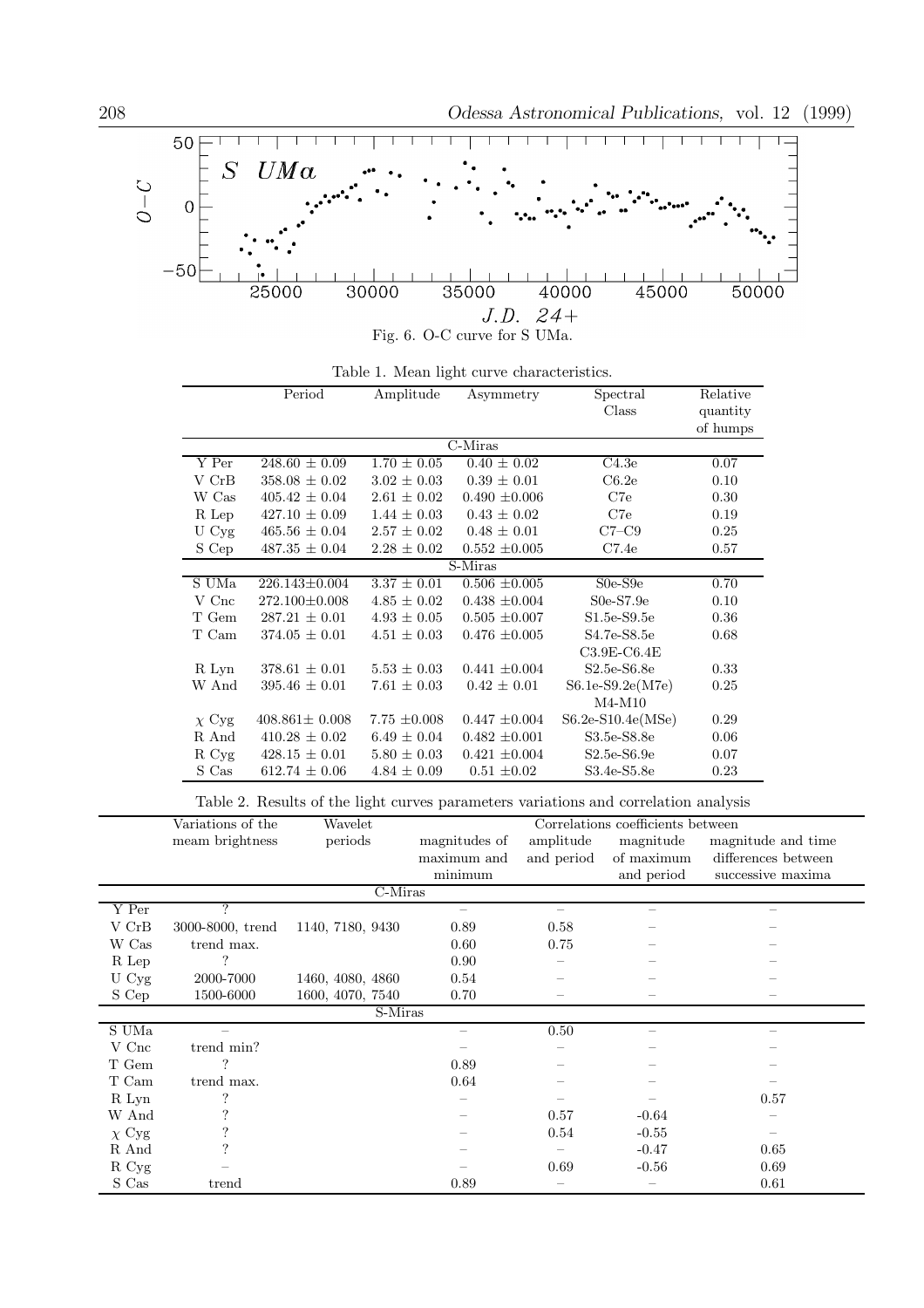Fig. 6. O-C curve for S UMa.

Table 1. Mean light curve characteristics.

| | Period | Amplitude | Asymmetry | Spectral Class | Relative quantity of humps |
|---|---|---|---|---|---|
| | | | C-Miras | | |
| Y Per | 248.60 ± 0.09 | 1.70 ± 0.05 | 0.40 ± 0.02 | C4.3e | 0.07 |
| V CrB | 358.08 ± 0.02 | 3.02 ± 0.03 | 0.39 ± 0.01 | C6.2e | 0.10 |
| W Cas | 405.42 ± 0.04 | 2.61 ± 0.02 | 0.490 ±0.006 | C7e | 0.30 |
| R Lep | 427.10 ± 0.09 | 1.44 ± 0.03 | 0.43 ± 0.02 | C7e | 0.19 |
| U Cyg | 465.56 ± 0.04 | 2.57 ± 0.02 | 0.48 ± 0.01 | C7–C9 | 0.25 |
| S Cep | 487.35 ± 0.04 | 2.28 ± 0.02 | 0.552 ±0.005 | C7.4e | 0.57 |
| | | | S-Miras | | |
| S UMa | 226.143±0.004 | 3.37 ± 0.01 | 0.506 ±0.005 | S0e-S9e | 0.70 |
| V Cnc | 272.100±0.008 | 4.85 ± 0.02 | 0.438 ±0.004 | S0e-S7.9e | 0.10 |
| T Gem | 287.21 ± 0.01 | 4.93 ± 0.05 | 0.505 ±0.007 | S1.5e-S9.5e | 0.36 |
| T Cam | 374.05 ± 0.01 | 4.51 ± 0.03 | 0.476 ±0.005 | S4.7e-S8.5e C3.9E-C6.4E | 0.68 |
| R Lyn | 378.61 ± 0.01 | 5.53 ± 0.03 | 0.441 ±0.004 | S2.5e-S6.8e | 0.33 |
| W And | 395.46 ± 0.01 | 7.61 ± 0.03 | 0.42 ± 0.01 | S6.1e-S9.2e(M7e) M4-M10 | 0.25 |
| $\chi$ Cyg | 408.861± 0.008 | 7.75 ±0.008 | 0.447 ±0.004 | S6.2e-S10.4e(MSe) | 0.29 |
| R And | 410.28 ± 0.02 | 6.49 ± 0.04 | 0.482 ±0.001 | S3.5e-S8.8e | 0.06 |
| R Cyg | 428.15 ± 0.01 | 5.80 ± 0.03 | 0.421 ±0.004 | S2.5e-S6.9e | 0.07 |
| S Cas | 612.74 ± 0.06 | 4.84 ± 0.09 | 0.51 ±0.02 | S3.4e-S5.8e | 0.23 |

Table 2. Results of the light curves parameters variations and correlation analysis

| | Variations of the meam brightness | Wavelet periods | Correlations coefficients between: magnitudes of maximum and minimum | amplitude and period | magnitude of maximum and period | magnitude and time differences between successive maxima |
|---|---|---|---|---|---|---|
| | | | C-Miras | | | |
| Y Per | ? | | – | – | – | – |
| V CrB | 3000-8000, trend | 1140, 7180, 9430 | 0.89 | 0.58 | – | – |
| W Cas | trend max. | | 0.60 | 0.75 | – | – |
| R Lep | ? | | 0.90 | – | – | – |
| U Cyg | 2000-7000 | 1460, 4080, 4860 | 0.54 | – | – | – |
| S Cep | 1500-6000 | 1600, 4070, 7540 | 0.70 | – | – | – |
| | | | S-Miras | | | |
| S UMa | – | | – | 0.50 | – | – |
| V Cnc | trend min? | | – | – | – | – |
| T Gem | ? | | 0.89 | – | – | – |
| T Cam | trend max. | | 0.64 | – | – | – |
| R Lyn | ? | | – | – | – | 0.57 |
| W And | ? | | – | 0.57 | -0.64 | – |
| $\chi$ Cyg | ? | | – | 0.54 | -0.55 | – |
| R And | ? | | – | – | -0.47 | 0.65 |
| R Cyg | – | | – | 0.69 | -0.56 | 0.69 |
| S Cas | trend | | 0.89 | – | – | 0.61 |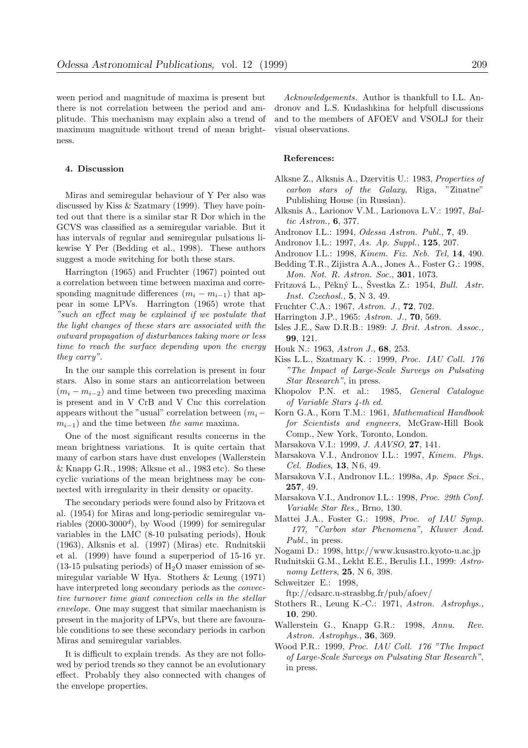ween period and magnitude of maxima is present but there is not correlation between the period and amplitude. This mechanism may explain also a trend of maximum magnitude without trend of mean brightness.

#### 4. Discussion

Miras and semiregular behaviour of Y Per also was discussed by Kiss & Szatmary (1999). They have pointed out that there is a similar star R Dor which in the GCVS was classified as a semiregular variable. But it has intervals of regular and semiregular pulsations likewise Y Per (Bedding et al., 1998). These authors suggest a mode switching for both these stars.

Harrington (1965) and Fruchter (1967) pointed out a correlation between time between maxima and corresponding magnitude differences ($m_i - m_{i-1}$) that appear in some LPVs. Harrington (1965) wrote that *"such an effect may be explained if we postulate that the light changes of these stars are associated with the outward propagation of disturbances taking more or less time to reach the surface depending upon the energy they carry"*.

In the our sample this correlation is present in four stars. Also in some stars an anticorrelation between ($m_i - m_{i-2}$) and time between two preceding maxima is present and in V CrB and V Cnc this correlation appears without the "usual" correlation between ($m_i - m_{i-1}$) and the time between *the same* maxima.

One of the most significant results concerns in the mean brightness variations. It is quite certain that many of carbon stars have dust envelopes (Wallerstein & Knapp G.R., 1998; Alksne et al., 1983 etc). So these cyclic variations of the mean brightness may be connected with irregularity in their density or opacity.

The secondary periods were found also by Fritzova et al. (1954) for Miras and long-periodic semiregular variables (2000-3000$^d$), by Wood (1999) for semiregular variables in the LMC (8-10 pulsating periods), Houk (1963), Alksnis et al. (1997) (Miras) etc. Rudnitskii et al. (1999) have found a superperiod of 15-16 yr. (13-15 pulsating periods) of $H_2O$ maser emission of semiregular variable W Hya. Stothers & Leung (1971) have interpreted long secondary periods as the *convective turnover time giant convection cells in the stellar envelope*. One may suggest that similar maechanism is present in the majority of LPVs, but there are favourable conditions to see these secondary periods in carbon Miras and semiregular variables.

It is difficult to explain trends. As they are not followed by period trends so they cannot be an evolutionary effect. Probably they also connected with changes of the envelope properties.

*Acknowledgements.* Author is thankfull to I.L. Andronov and L.S. Kudashkina for helpfull discussions and to the members of AFOEV and VSOLJ for their visual observations.

#### References:

- Alksne Z., Alksnis A., Dzervitis U.: 1983, *Properties of carbon stars of the Galaxy*, Riga, "Zinatne" Publishing House (in Russian).
- Alksnis A., Larionov V.M., Larionova L.V.: 1997, *Baltic Astron.,* **6**, 377.
- Andronov I.L.: 1994, *Odessa Astron. Publ.*, **7**, 49.
- Andronov I.L.: 1997, *As. Ap. Suppl.*, **125**, 207.
- Andronov I.L.: 1998, *Kinem. Fiz. Neb. Tel,* **14**, 490.
- Bedding T.R., Zijistra A.A., Jones A., Foster G.: 1998, *Mon. Not. R. Astron. Soc.*, **301**, 1073.
- Fritzová L., Pěkný L., Švestka Z.: 1954, *Bull. Astr. Inst. Czechosl.,* **5**, N 3, 49.
- Fruchter C.A.: 1967, *Astron. J.,* **72**, 702.
- Harrington J.P., 1965: *Astron. J.,* **70**, 569.
- Isles J.E., Saw D.R.B.: 1989: *J. Brit. Astron. Assoc.,* **99**, 121.
- Houk N.: 1963, *Astron J.,* **68**, 253.
- Kiss L.L., Szatmary K. : 1999, *Proc. IAU Coll. 176 "The Impact of Large-Scale Surveys on Pulsating Star Research"*, in press.
- Khopolov P.N. et al.: 1985, *General Catalogue of Variable Stars 4-th ed.*
- Korn G.A., Korn T.M.: 1961, *Mathematical Handbook for Scientists and engneers,* McGraw-Hill Book Comp., New York, Toronto, London.
- Marsakova V.I.: 1999, *J. AAVSO*, **27**, 141.
- Marsakova V.I., Andronov I.L.: 1997, *Kinem. Phys. Cel. Bodies*, **13**, N 6, 49.
- Marsakova V.I., Andronov I.L.: 1998a, *Ap. Space Sci.*, **257**, 49.
- Marsakova V.I., Andronov I.L.: 1998, *Proc. 29th Conf. Variable Star Res.*, Brno, 130.
- Mattei J.A., Foster G.: 1998, *Proc. of IAU Symp. 177, "Carbon star Phenomena", Kluwer Acad. Publ.*, in press.
- Nogami D.: 1998, http://www.kusastro.kyoto-u.ac.jp
- Rudnitskii G.M., Lekht E.E., Berulis I.I., 1999: *Astronomy Letters*, **25**, N 6, 398.
- Schweitzer E.: 1998, ftp://cdsarc.u-strasbbg.fr/pub/afoev/
- Stothers R., Leung K.-C.: 1971, *Astron. Astrophys.,* **10**, 290.
- Wallerstein G., Knapp G.R.: 1998, *Annu. Rev. Astron. Astrophys.*, **36**, 369.
- Wood P.R.: 1999, *Proc. IAU Coll. 176 "The Impact of Large-Scale Surveys on Pulsating Star Research"*, in press.